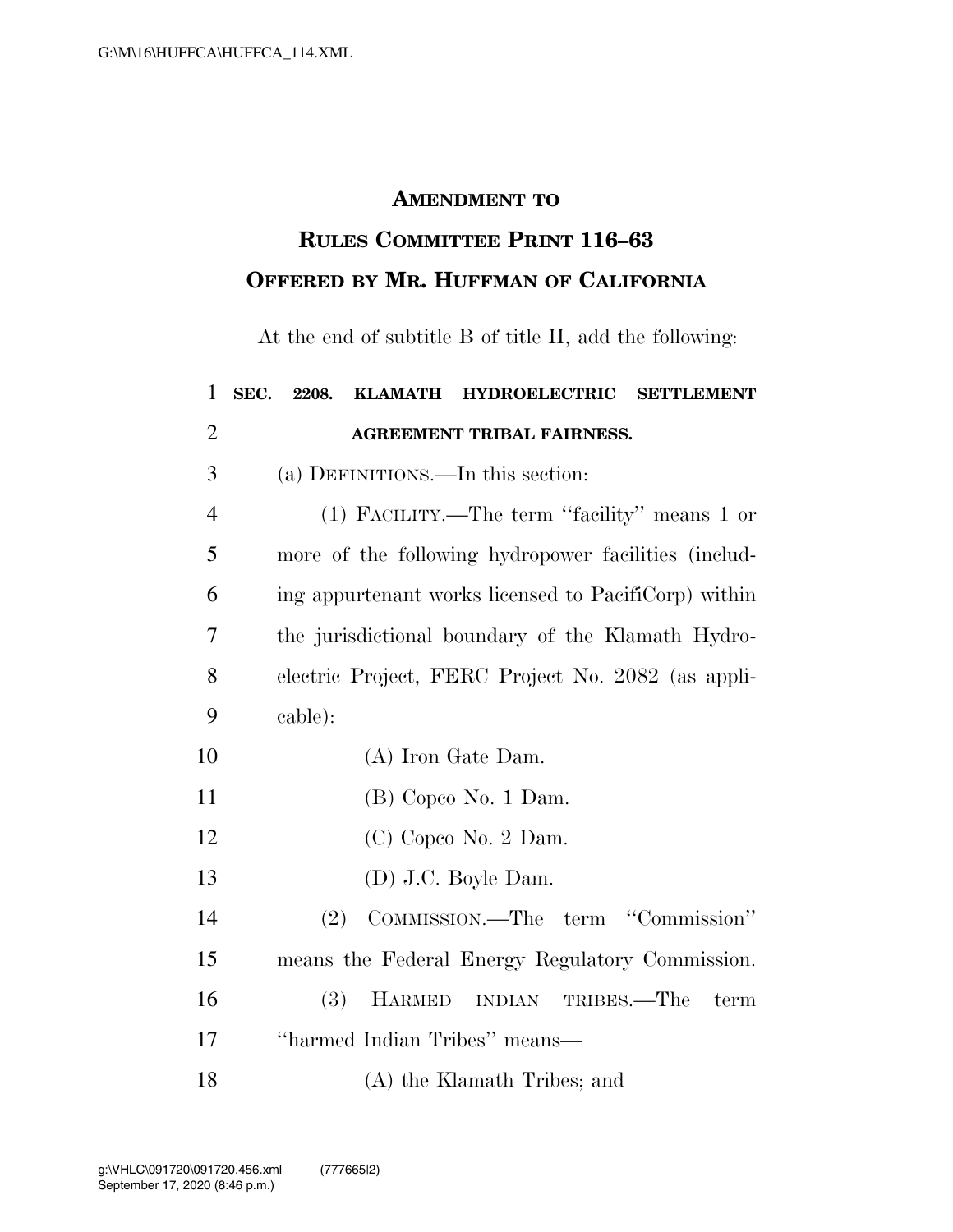# AMENDMENT TO RULES COMMITTEE PRINT 116–63 OFFERED BY MR. HUFFMAN OF CALIFORNIA

At the end of subtitle B of title II, add the following:

## SEC. 2208. KLAMATH HYDROELECTRIC SETTLEMENT AGREEMENT TRIBAL FAIRNESS.

(a) DEFINITIONS.—In this section:

(1) FACILITY.—The term "facility" means 1 or more of the following hydropower facilities (including appurtenant works licensed to PacifiCorp) within the jurisdictional boundary of the Klamath Hydroelectric Project, FERC Project No. 2082 (as applicable):

(A) Iron Gate Dam.

(B) Copco No. 1 Dam.

(C) Copco No. 2 Dam.

(D) J.C. Boyle Dam.

(2) COMMISSION.—The term "Commission" means the Federal Energy Regulatory Commission.

(3) HARMED INDIAN TRIBES.—The term "harmed Indian Tribes" means—

(A) the Klamath Tribes; and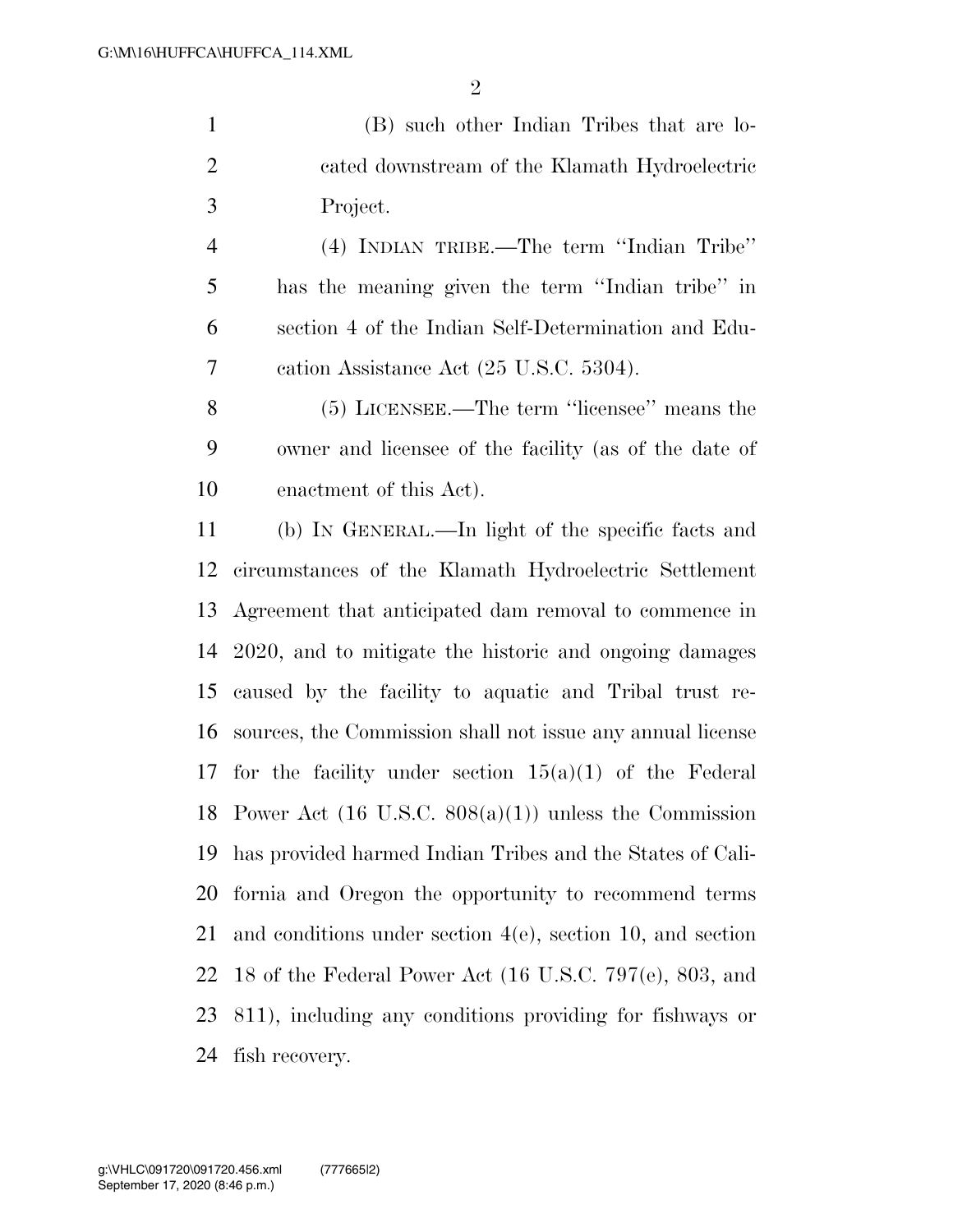(B) such other Indian Tribes that are located downstream of the Klamath Hydroelectric Project.

(4) INDIAN TRIBE.—The term ''Indian Tribe'' has the meaning given the term ''Indian tribe'' in section 4 of the Indian Self-Determination and Education Assistance Act (25 U.S.C. 5304).

(5) LICENSEE.—The term ''licensee'' means the owner and licensee of the facility (as of the date of enactment of this Act).

(b) IN GENERAL.—In light of the specific facts and circumstances of the Klamath Hydroelectric Settlement Agreement that anticipated dam removal to commence in 2020, and to mitigate the historic and ongoing damages caused by the facility to aquatic and Tribal trust resources, the Commission shall not issue any annual license for the facility under section 15(a)(1) of the Federal Power Act (16 U.S.C. 808(a)(1)) unless the Commission has provided harmed Indian Tribes and the States of California and Oregon the opportunity to recommend terms and conditions under section 4(e), section 10, and section 18 of the Federal Power Act (16 U.S.C. 797(e), 803, and 811), including any conditions providing for fishways or fish recovery.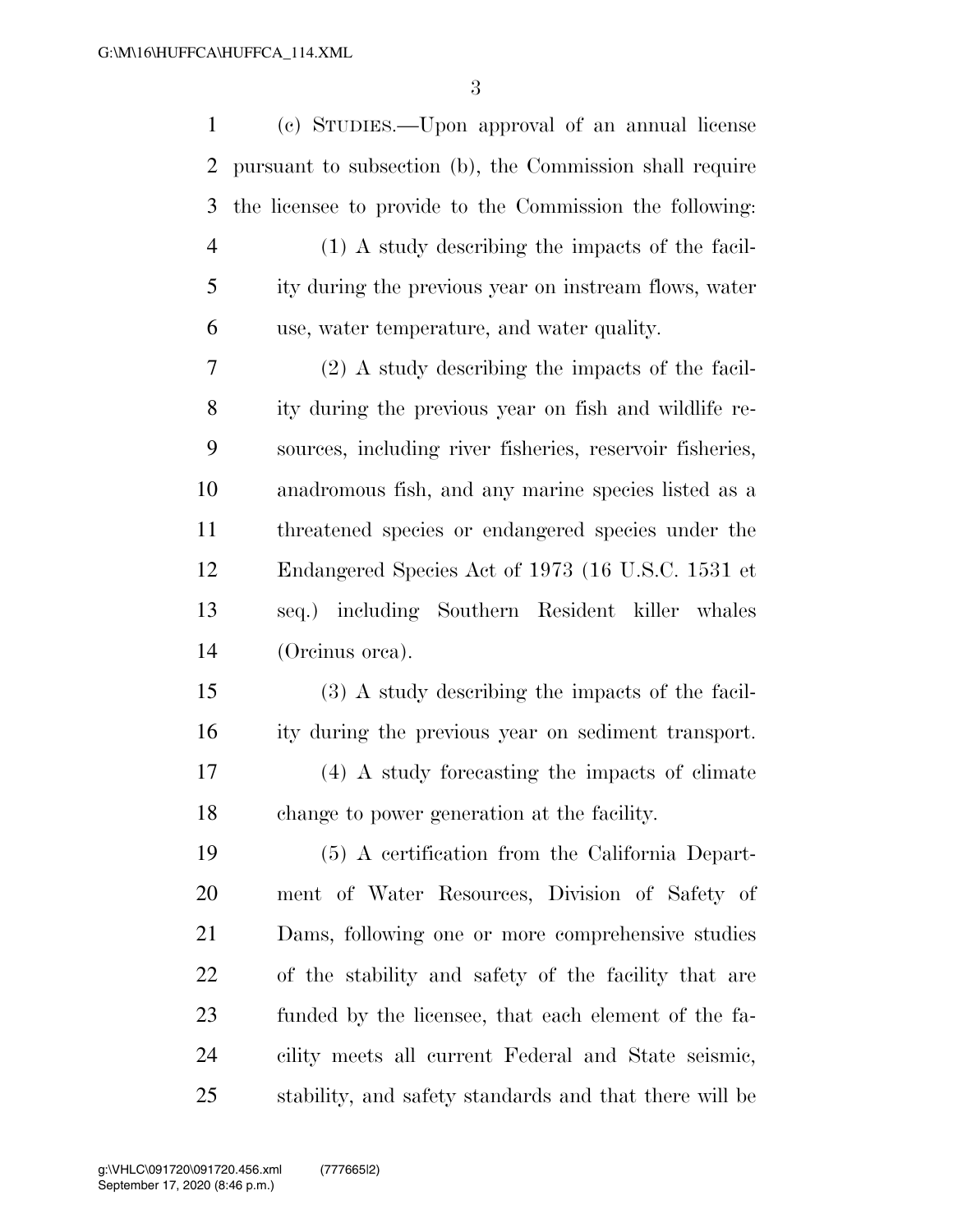(c) STUDIES.—Upon approval of an annual license pursuant to subsection (b), the Commission shall require the licensee to provide to the Commission the following:

(1) A study describing the impacts of the facility during the previous year on instream flows, water use, water temperature, and water quality.

(2) A study describing the impacts of the facility during the previous year on fish and wildlife resources, including river fisheries, reservoir fisheries, anadromous fish, and any marine species listed as a threatened species or endangered species under the Endangered Species Act of 1973 (16 U.S.C. 1531 et seq.) including Southern Resident killer whales (Orcinus orca).

(3) A study describing the impacts of the facility during the previous year on sediment transport.

(4) A study forecasting the impacts of climate change to power generation at the facility.

(5) A certification from the California Department of Water Resources, Division of Safety of Dams, following one or more comprehensive studies of the stability and safety of the facility that are funded by the licensee, that each element of the facility meets all current Federal and State seismic, stability, and safety standards and that there will be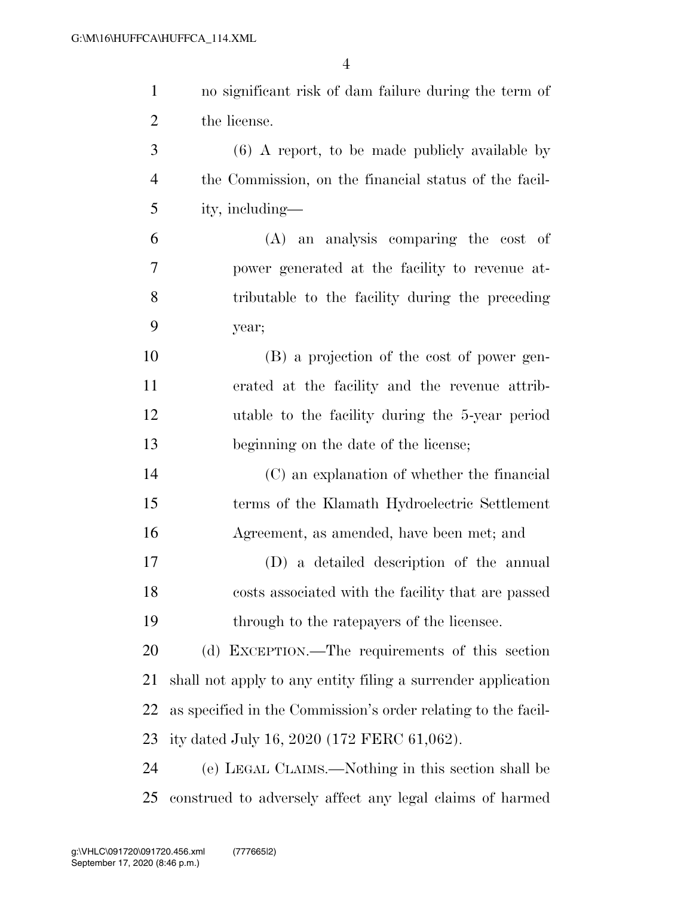no significant risk of dam failure during the term of the license.

(6) A report, to be made publicly available by the Commission, on the financial status of the facility, including—

(A) an analysis comparing the cost of power generated at the facility to revenue attributable to the facility during the preceding year;

(B) a projection of the cost of power generated at the facility and the revenue attributable to the facility during the 5-year period beginning on the date of the license;

(C) an explanation of whether the financial terms of the Klamath Hydroelectric Settlement Agreement, as amended, have been met; and

(D) a detailed description of the annual costs associated with the facility that are passed through to the ratepayers of the licensee.

(d) EXCEPTION.—The requirements of this section shall not apply to any entity filing a surrender application as specified in the Commission's order relating to the facility dated July 16, 2020 (172 FERC 61,062).

(e) LEGAL CLAIMS.—Nothing in this section shall be construed to adversely affect any legal claims of harmed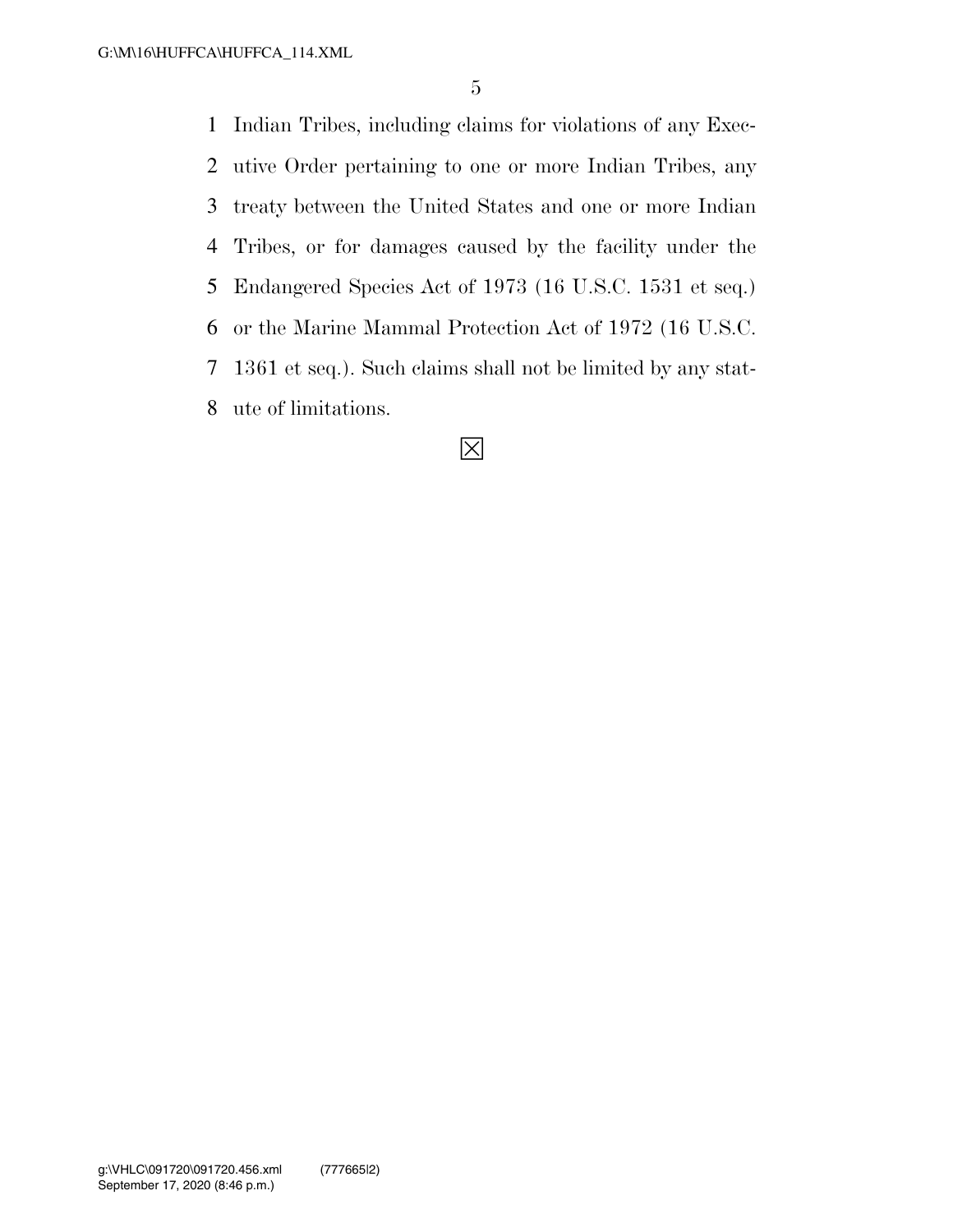Indian Tribes, including claims for violations of any Executive Order pertaining to one or more Indian Tribes, any treaty between the United States and one or more Indian Tribes, or for damages caused by the facility under the Endangered Species Act of 1973 (16 U.S.C. 1531 et seq.) or the Marine Mammal Protection Act of 1972 (16 U.S.C. 1361 et seq.). Such claims shall not be limited by any statute of limitations.